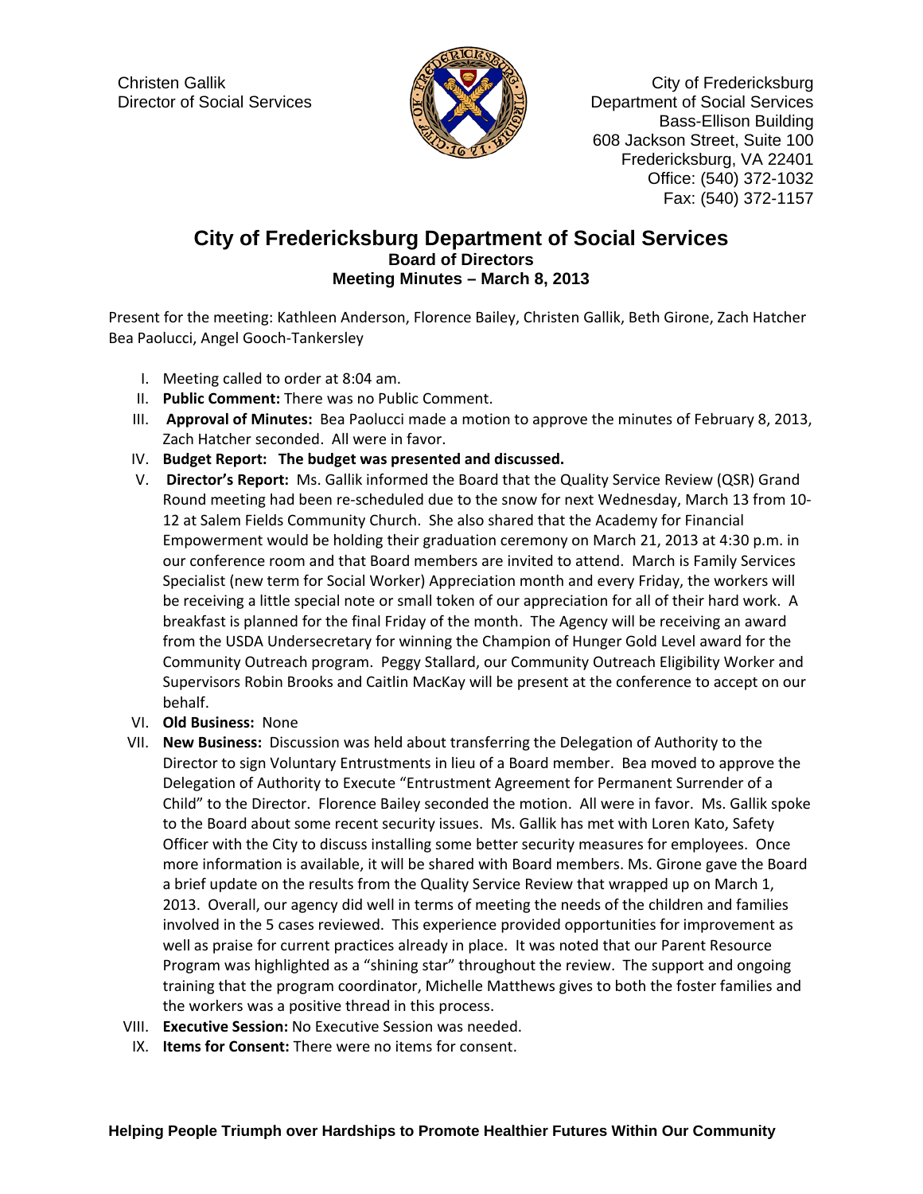Christen Gallik
Director of Social Services

City of Fredericksburg
Department of Social Services
Bass-Ellison Building
608 Jackson Street, Suite 100
Fredericksburg, VA 22401
Office: (540) 372-1032
Fax: (540) 372-1157

# City of Fredericksburg Department of Social Services

## Board of Directors

## Meeting Minutes – March 8, 2013

Present for the meeting: Kathleen Anderson, Florence Bailey, Christen Gallik, Beth Girone, Zach Hatcher Bea Paolucci, Angel Gooch-Tankersley

I. Meeting called to order at 8:04 am.

II. **Public Comment:** There was no Public Comment.

III. **Approval of Minutes:** Bea Paolucci made a motion to approve the minutes of February 8, 2013, Zach Hatcher seconded. All were in favor.

IV. **Budget Report: The budget was presented and discussed.**

V. **Director's Report:** Ms. Gallik informed the Board that the Quality Service Review (QSR) Grand Round meeting had been re-scheduled due to the snow for next Wednesday, March 13 from 10-12 at Salem Fields Community Church. She also shared that the Academy for Financial Empowerment would be holding their graduation ceremony on March 21, 2013 at 4:30 p.m. in our conference room and that Board members are invited to attend. March is Family Services Specialist (new term for Social Worker) Appreciation month and every Friday, the workers will be receiving a little special note or small token of our appreciation for all of their hard work. A breakfast is planned for the final Friday of the month. The Agency will be receiving an award from the USDA Undersecretary for winning the Champion of Hunger Gold Level award for the Community Outreach program. Peggy Stallard, our Community Outreach Eligibility Worker and Supervisors Robin Brooks and Caitlin MacKay will be present at the conference to accept on our behalf.

VI. **Old Business:** None

VII. **New Business:** Discussion was held about transferring the Delegation of Authority to the Director to sign Voluntary Entrustments in lieu of a Board member. Bea moved to approve the Delegation of Authority to Execute "Entrustment Agreement for Permanent Surrender of a Child" to the Director. Florence Bailey seconded the motion. All were in favor. Ms. Gallik spoke to the Board about some recent security issues. Ms. Gallik has met with Loren Kato, Safety Officer with the City to discuss installing some better security measures for employees. Once more information is available, it will be shared with Board members. Ms. Girone gave the Board a brief update on the results from the Quality Service Review that wrapped up on March 1, 2013. Overall, our agency did well in terms of meeting the needs of the children and families involved in the 5 cases reviewed. This experience provided opportunities for improvement as well as praise for current practices already in place. It was noted that our Parent Resource Program was highlighted as a "shining star" throughout the review. The support and ongoing training that the program coordinator, Michelle Matthews gives to both the foster families and the workers was a positive thread in this process.

VIII. **Executive Session:** No Executive Session was needed.

IX. **Items for Consent:** There were no items for consent.

**Helping People Triumph over Hardships to Promote Healthier Futures Within Our Community**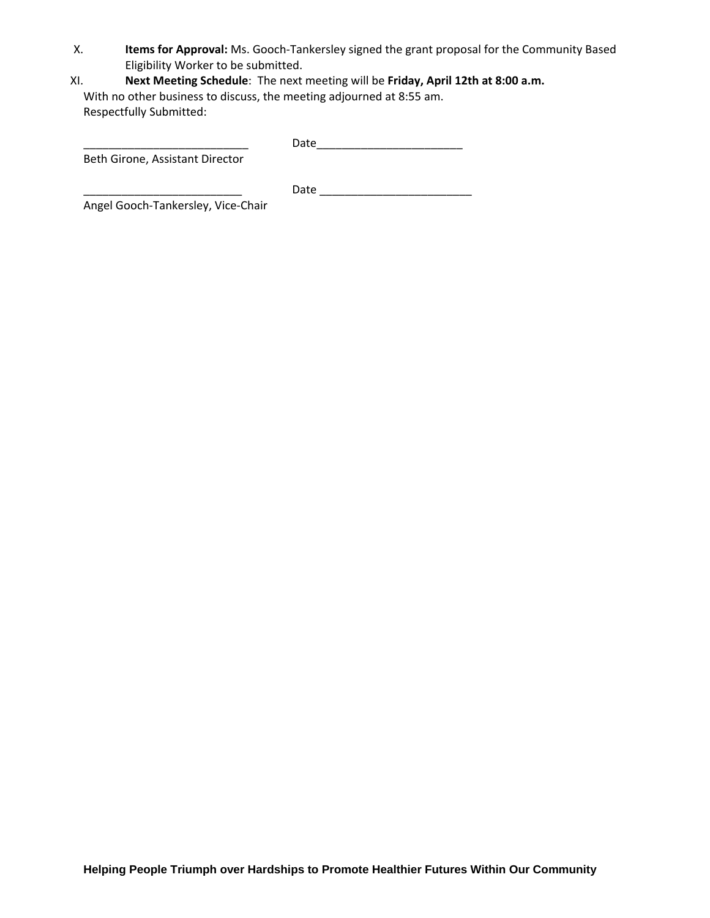X. **Items for Approval:** Ms. Gooch-Tankersley signed the grant proposal for the Community Based Eligibility Worker to be submitted.

XI. **Next Meeting Schedule**: The next meeting will be **Friday, April 12th at 8:00 a.m.**

With no other business to discuss, the meeting adjourned at 8:55 am.

Respectfully Submitted:

___________________________ Date________________________

Beth Girone, Assistant Director

__________________________ Date _________________________

Angel Gooch-Tankersley, Vice-Chair

**Helping People Triumph over Hardships to Promote Healthier Futures Within Our Community**